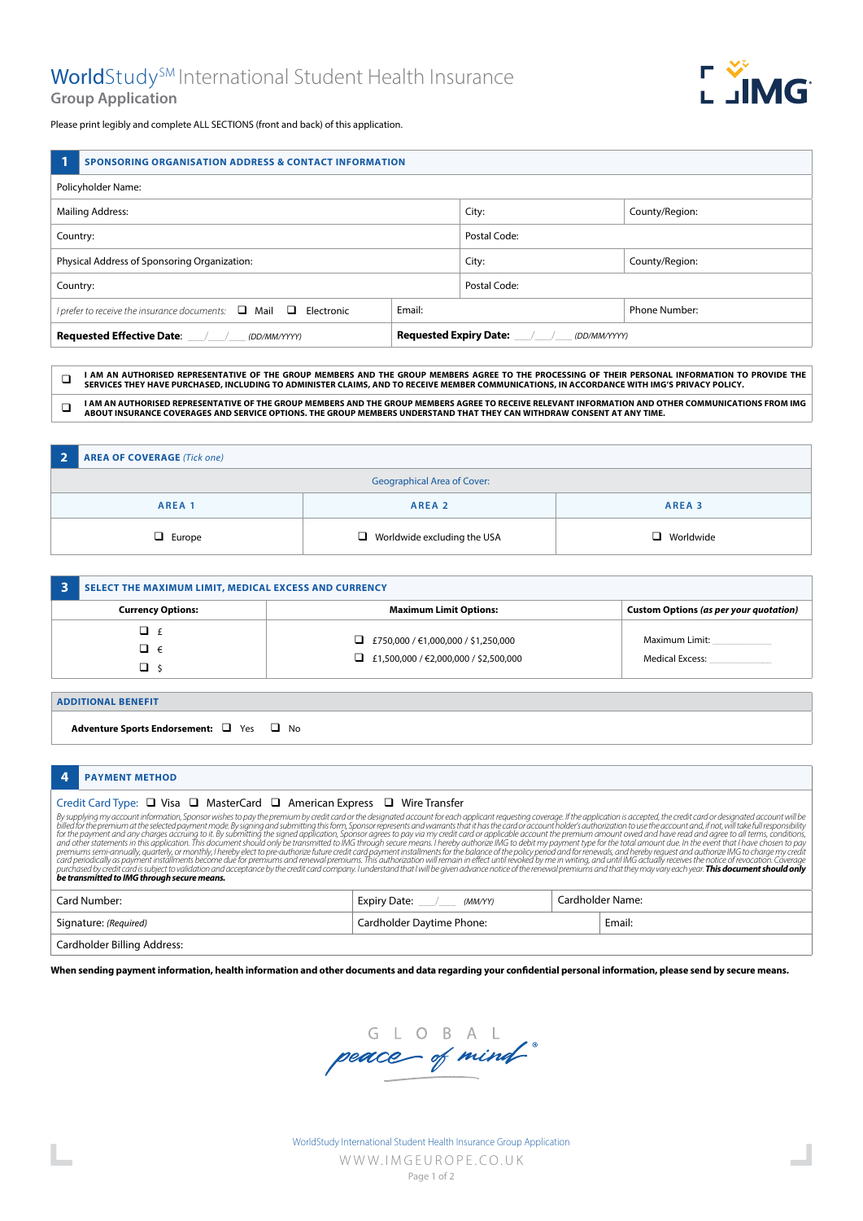# WorldStudy[SM] International Student Health Insurance

## Group Application

Please print legibly and complete ALL SECTIONS (front and back) of this application.

## 1 SPONSORING ORGANISATION ADDRESS & CONTACT INFORMATION

| | | |
|---|---|---|
| Policyholder Name: | | |
| Mailing Address: | City: | County/Region: |
| Country: | Postal Code: | |
| Physical Address of Sponsoring Organization: | City: | County/Region: |
| Country: | Postal Code: | |
| *I prefer to receive the insurance documents:* ❑ Mail ❑ Electronic | Email: | Phone Number: |
| **Requested Effective Date**: ___/___/____ *(DD/MM/YYYY)* | **Requested Expiry Date**: ___/___/____ *(DD/MM/YYYY)* | |

❑ **I AM AN AUTHORISED REPRESENTATIVE OF THE GROUP MEMBERS AND THE GROUP MEMBERS AGREE TO THE PROCESSING OF THEIR PERSONAL INFORMATION TO PROVIDE THE SERVICES THEY HAVE PURCHASED, INCLUDING TO ADMINISTER CLAIMS, AND TO RECEIVE MEMBER COMMUNICATIONS, IN ACCORDANCE WITH IMG'S PRIVACY POLICY.**

❑ **I AM AN AUTHORISED REPRESENTATIVE OF THE GROUP MEMBERS AND THE GROUP MEMBERS AGREE TO RECEIVE RELEVANT INFORMATION AND OTHER COMMUNICATIONS FROM IMG ABOUT INSURANCE COVERAGES AND SERVICE OPTIONS. THE GROUP MEMBERS UNDERSTAND THAT THEY CAN WITHDRAW CONSENT AT ANY TIME.**

## 2 AREA OF COVERAGE *(Tick one)*

Geographical Area of Cover:

| AREA 1 | AREA 2 | AREA 3 |
|---|---|---|
| ❑ Europe | ❑ Worldwide excluding the USA | ❑ Worldwide |

## 3 SELECT THE MAXIMUM LIMIT, MEDICAL EXCESS AND CURRENCY

| Currency Options: | Maximum Limit Options: | Custom Options *(as per your quotation)* |
|---|---|---|
| ❑ £ <br> ❑ € <br> ❑ $ | ❑ £750,000 / €1,000,000 / $1,250,000 <br> ❑ £1,500,000 / €2,000,000 / $2,500,000 | Maximum Limit: __________ <br> Medical Excess: __________ |

### ADDITIONAL BENEFIT

**Adventure Sports Endorsement:** ❑ Yes ❑ No

## 4 PAYMENT METHOD

Credit Card Type: ❑ Visa ❑ MasterCard ❑ American Express ❑ Wire Transfer

*By supplying my account information, Sponsor wishes to pay the premium by credit card or the designated account for each applicant requesting coverage. If the application is accepted, the credit card or designated account will be billed for the premium at the selected payment mode. By signing and submitting this form, Sponsor represents and warrants that it has the card or account holder's authorization to use the account and, if not, will take full responsibility for the payment and any charges accruing to it. By submitting the signed application, Sponsor agrees to pay via my credit card or applicable account the premium amount owed and have read and agree to all terms, conditions, and other statements in this application. This document should only be transmitted to IMG through secure means. I hereby authorize IMG to debit my payment type for the total amount due. In the event that I have chosen to pay premiums semi-annually, quarterly, or monthly, I hereby elect to pre-authorize future credit card payment installments for the balance of the policy period and for renewals, and hereby request and authorize IMG to charge my credit card periodically as payment installments become due for premiums and renewal premiums. This authorization will remain in effect until revoked by me in writing, and until IMG actually receives the notice of revocation. Coverage purchased by credit card is subject to validation and acceptance by the credit card company. I understand that I will be given advance notice of the renewal premiums and that they may vary each year.* ***This document should only be transmitted to IMG through secure means.***

| | | |
|---|---|---|
| Card Number: | Expiry Date: ___/___ *(MM/YY)* | Cardholder Name: |
| Signature: *(Required)* | Cardholder Daytime Phone: | Email: |
| Cardholder Billing Address: | | |

**When sending payment information, health information and other documents and data regarding your confidential personal information, please send by secure means.**

GLOBAL *peace of mind*®

WorldStudy International Student Health Insurance Group Application

WWW.IMGEUROPE.CO.UK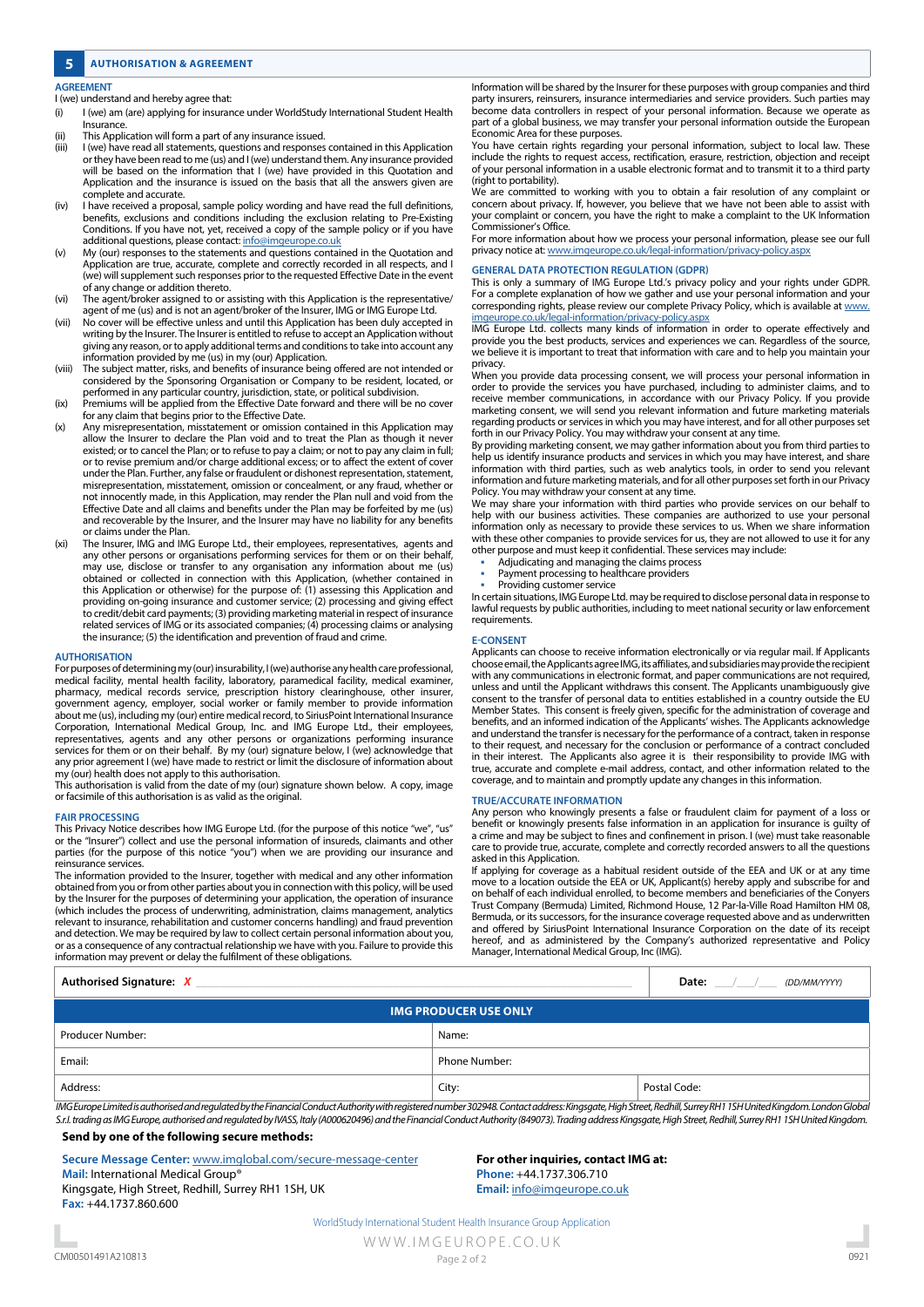## 5 AUTHORISATION & AGREEMENT

### AGREEMENT

I (we) understand and hereby agree that:

- (i) I (we) am (are) applying for insurance under WorldStudy International Student Health Insurance.
- (ii) This Application will form a part of any insurance issued.
- (iii) I (we) have read all statements, questions and responses contained in this Application or they have been read to me (us) and I (we) understand them. Any insurance provided will be based on the information that I (we) have provided in this Quotation and Application and the insurance is issued on the basis that all the answers given are complete and accurate.
- (iv) I have received a proposal, sample policy wording and have read the full definitions, benefits, exclusions and conditions including the exclusion relating to Pre-Existing Conditions. If you have not, yet, received a copy of the sample policy or if you have additional questions, please contact: info@imgeurope.co.uk
- (v) My (our) responses to the statements and questions contained in the Quotation and Application are true, accurate, complete and correctly recorded in all respects, and I (we) will supplement such responses prior to the requested Effective Date in the event of any change or addition thereto.
- (vi) The agent/broker assigned to or assisting with this Application is the representative/agent of me (us) and is not an agent/broker of the Insurer, IMG or IMG Europe Ltd.
- (vii) No cover will be effective unless and until this Application has been duly accepted in writing by the Insurer. The Insurer is entitled to refuse to accept an Application without giving any reason, or to apply additional terms and conditions to take into account any information provided by me (us) in my (our) Application.
- (viii) The subject matter, risks, and benefits of insurance being offered are not intended or considered by the Sponsoring Organisation or Company to be resident, located, or performed in any particular country, jurisdiction, state, or political subdivision.
- (ix) Premiums will be applied from the Effective Date forward and there will be no cover for any claim that begins prior to the Effective Date.
- (x) Any misrepresentation, misstatement or omission contained in this Application may allow the Insurer to declare the Plan void and to treat the Plan as though it never existed; or to cancel the Plan; or to refuse to pay a claim; or not to pay any claim in full; or to revise premium and/or charge additional excess; or to affect the extent of cover under the Plan. Further, any false or fraudulent or dishonest representation, statement, misrepresentation, misstatement, omission or concealment, or any fraud, whether or not innocently made, in this Application, may render the Plan null and void from the Effective Date and all claims and benefits under the Plan may be forfeited by me (us) and recoverable by the Insurer, and the Insurer may have no liability for any benefits or claims under the Plan.
- (xi) The Insurer, IMG and IMG Europe Ltd., their employees, representatives, agents and any other persons or organisations performing services for them or on their behalf, may use, disclose or transfer to any organisation any information about me (us) obtained or collected in connection with this Application, (whether contained in this Application or otherwise) for the purpose of: (1) assessing this Application and providing on-going insurance and customer service; (2) processing and giving effect to credit/debit card payments; (3) providing marketing material in respect of insurance related services of IMG or its associated companies; (4) processing claims or analysing the insurance; (5) the identification and prevention of fraud and crime.

### AUTHORISATION

For purposes of determining my (our) insurability, I (we) authorise any health care professional, medical facility, mental health facility, laboratory, paramedical facility, medical examiner, pharmacy, medical records service, prescription history clearinghouse, other insurer, government agency, employer, social worker or family member to provide information about me (us), including my (our) entire medical record, to SiriusPoint International Insurance Corporation, International Medical Group, Inc. and IMG Europe Ltd., their employees, representatives, agents and any other persons or organizations performing insurance services for them or on their behalf. By my (our) signature below, I (we) acknowledge that any prior agreement I (we) have made to restrict or limit the disclosure of information about my (our) health does not apply to this authorisation.

This authorisation is valid from the date of my (our) signature shown below. A copy, image or facsimile of this authorisation is as valid as the original.

### FAIR PROCESSING

This Privacy Notice describes how IMG Europe Ltd. (for the purpose of this notice "we", "us" or the "Insurer") collect and use the personal information of insureds, claimants and other parties (for the purpose of this notice "you") when we are providing our insurance and reinsurance services.

The information provided to the Insurer, together with medical and any other information obtained from you or from other parties about you in connection with this policy, will be used by the Insurer for the purposes of determining your application, the operation of insurance (which includes the process of underwriting, administration, claims management, analytics relevant to insurance, rehabilitation and customer concerns handling) and fraud prevention and detection. We may be required by law to collect certain personal information about you, or as a consequence of any contractual relationship we have with you. Failure to provide this information may prevent or delay the fulfilment of these obligations.

Information will be shared by the Insurer for these purposes with group companies and third party insurers, reinsurers, insurance intermediaries and service providers. Such parties may become data controllers in respect of your personal information. Because we operate as part of a global business, we may transfer your personal information outside the European Economic Area for these purposes.

You have certain rights regarding your personal information, subject to local law. These include the rights to request access, rectification, erasure, restriction, objection and receipt of your personal information in a usable electronic format and to transmit it to a third party (right to portability).

We are committed to working with you to obtain a fair resolution of any complaint or concern about privacy. If, however, you believe that we have not been able to assist with your complaint or concern, you have the right to make a complaint to the UK Information Commissioner's Office.

For more information about how we process your personal information, please see our full privacy notice at: www.imgeurope.co.uk/legal-information/privacy-policy.aspx

### GENERAL DATA PROTECTION REGULATION (GDPR)

This is only a summary of IMG Europe Ltd.'s privacy policy and your rights under GDPR. For a complete explanation of how we gather and use your personal information and your corresponding rights, please review our complete Privacy Policy, which is available at www.imgeurope.co.uk/legal-information/privacy-policy.aspx

IMG Europe Ltd. collects many kinds of information in order to operate effectively and provide you the best products, services and experiences we can. Regardless of the source, we believe it is important to treat that information with care and to help you maintain your privacy.

When you provide data processing consent, we will process your personal information in order to provide the services you have purchased, including to administer claims, and to receive member communications, in accordance with our Privacy Policy. If you provide marketing consent, we will send you relevant information and future marketing materials regarding products or services in which you may have interest, and for all other purposes set forth in our Privacy Policy. You may withdraw your consent at any time.

By providing marketing consent, we may gather information about you from third parties to help us identify insurance products and services in which you may have interest, and share information with third parties, such as web analytics tools, in order to send you relevant information and future marketing materials, and for all other purposes set forth in our Privacy Policy. You may withdraw your consent at any time.

We may share your information with third parties who provide services on our behalf to help with our business activities. These companies are authorized to use your personal information only as necessary to provide these services to us. When we share information with these other companies to provide services for us, they are not allowed to use it for any other purpose and must keep it confidential. These services may include:

- Adjudicating and managing the claims process
- Payment processing to healthcare providers
- Providing customer service

In certain situations, IMG Europe Ltd. may be required to disclose personal data in response to lawful requests by public authorities, including to meet national security or law enforcement requirements.

### E-CONSENT

Applicants can choose to receive information electronically or via regular mail. If Applicants choose email, the Applicants agree IMG, its affiliates, and subsidiaries may provide the recipient with any communications in electronic format, and paper communications are not required, unless and until the Applicant withdraws this consent. The Applicants unambiguously give consent to the transfer of personal data to entities established in a country outside the EU Member States. This consent is freely given, specific for the administration of coverage and benefits, and an informed indication of the Applicants' wishes. The Applicants acknowledge and understand the transfer is necessary for the performance of a contract, taken in response to their request, and necessary for the conclusion or performance of a contract concluded in their interest. The Applicants also agree it is their responsibility to provide IMG with true, accurate and complete e-mail address, contact, and other information related to the coverage, and to maintain and promptly update any changes in this information.

### TRUE/ACCURATE INFORMATION

Any person who knowingly presents a false or fraudulent claim for payment of a loss or benefit or knowingly presents false information in an application for insurance is guilty of a crime and may be subject to fines and confinement in prison. I (we) must take reasonable care to provide true, accurate, complete and correctly recorded answers to all the questions asked in this Application.

If applying for coverage as a habitual resident outside of the EEA and UK or at any time move to a location outside the EEA or UK, Applicant(s) hereby apply and subscribe for and on behalf of each individual enrolled, to become members and beneficiaries of the Conyers Trust Company (Bermuda) Limited, Richmond House, 12 Par-la-Ville Road Hamilton HM 08, Bermuda, or its successors, for the insurance coverage requested above and as underwritten and offered by SiriusPoint International Insurance Corporation on the date of its receipt hereof, and as administered by the Company's authorized representative and Policy Manager, International Medical Group, Inc (IMG).

| | |
|---|---|
| **Authorised Signature:** *X* | **Date:** ___/___/___ *(DD/MM/YYYY)* |

| **IMG PRODUCER USE ONLY** | | |
|---|---|---|
| Producer Number: | Name: | |
| Email: | Phone Number: | |
| Address: | City: | Postal Code: |

*IMG Europe Limited is authorised and regulated by the Financial Conduct Authority with registered number 302948. Contact address: Kingsgate, High Street, Redhill, Surrey RH1 1SH United Kingdom. London Global S.r.l. trading as IMG Europe, authorised and regulated by IVASS, Italy (A000620496) and the Financial Conduct Authority (849073). Trading address Kingsgate, High Street, Redhill, Surrey RH1 1SH United Kingdom.*

**Send by one of the following secure methods:**

**Secure Message Center:** www.imglobal.com/secure-message-center
**Mail:** International Medical Group®
Kingsgate, High Street, Redhill, Surrey RH1 1SH, UK
**Fax:** +44.1737.860.600

**For other inquiries, contact IMG at:**
**Phone:** +44.1737.306.710
**Email:** info@imgeurope.co.uk

WorldStudy International Student Health Insurance Group Application

WWW.IMGEUROPE.CO.UK

CM00501491A210813 0921